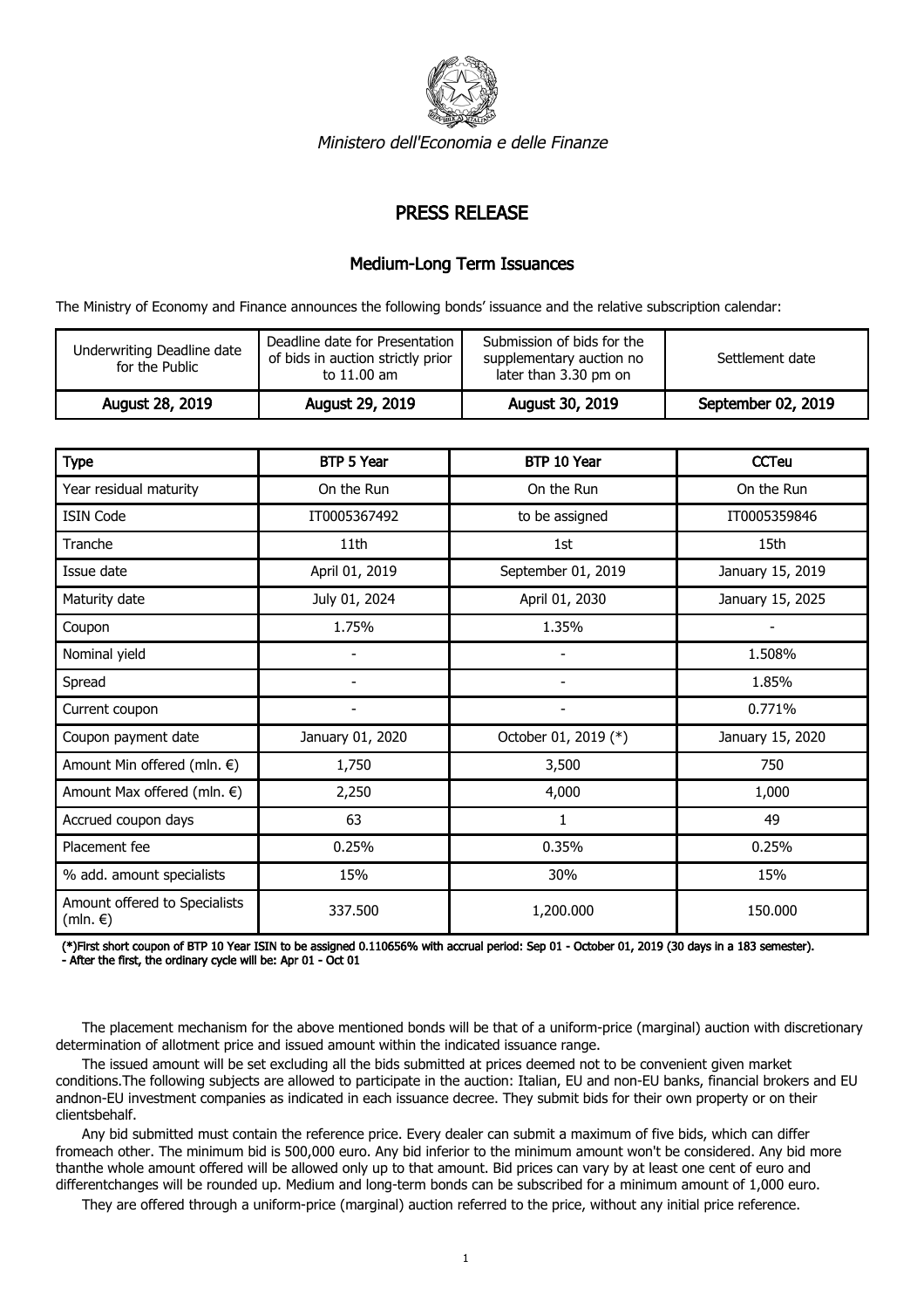*Ministero dell'Economia e delle Finanze*

# PRESS RELEASE

## Medium-Long Term Issuances

The Ministry of Economy and Finance announces the following bonds' issuance and the relative subscription calendar:

| Underwriting Deadline date for the Public | Deadline date for Presentation of bids in auction strictly prior to 11.00 am | Submission of bids for the supplementary auction no later than 3.30 pm on | Settlement date |
|---|---|---|---|
| August 28, 2019 | August 29, 2019 | August 30, 2019 | September 02, 2019 |

| Type | BTP 5 Year | BTP 10 Year | CCTeu |
|---|---|---|---|
| Year residual maturity | On the Run | On the Run | On the Run |
| ISIN Code | IT0005367492 | to be assigned | IT0005359846 |
| Tranche | 11th | 1st | 15th |
| Issue date | April 01, 2019 | September 01, 2019 | January 15, 2019 |
| Maturity date | July 01, 2024 | April 01, 2030 | January 15, 2025 |
| Coupon | 1.75% | 1.35% | - |
| Nominal yield | - | - | 1.508% |
| Spread | - | - | 1.85% |
| Current coupon | - | - | 0.771% |
| Coupon payment date | January 01, 2020 | October 01, 2019 (*) | January 15, 2020 |
| Amount Min offered (mln. €) | 1,750 | 3,500 | 750 |
| Amount Max offered (mln. €) | 2,250 | 4,000 | 1,000 |
| Accrued coupon days | 63 | 1 | 49 |
| Placement fee | 0.25% | 0.35% | 0.25% |
| % add. amount specialists | 15% | 30% | 15% |
| Amount offered to Specialists (mln. €) | 337.500 | 1,200.000 | 150.000 |

**(*)First short coupon of BTP 10 Year ISIN to be assigned 0.110656% with accrual period: Sep 01 - October 01, 2019 (30 days in a 183 semester).**
**- After the first, the ordinary cycle will be: Apr 01 - Oct 01**

The placement mechanism for the above mentioned bonds will be that of a uniform-price (marginal) auction with discretionary determination of allotment price and issued amount within the indicated issuance range.

The issued amount will be set excluding all the bids submitted at prices deemed not to be convenient given market conditions.The following subjects are allowed to participate in the auction: Italian, EU and non-EU banks, financial brokers and EU andnon-EU investment companies as indicated in each issuance decree. They submit bids for their own property or on their clientsbehalf.

Any bid submitted must contain the reference price. Every dealer can submit a maximum of five bids, which can differ fromeach other. The minimum bid is 500,000 euro. Any bid inferior to the minimum amount won't be considered. Any bid more thanthe whole amount offered will be allowed only up to that amount. Bid prices can vary by at least one cent of euro and differentchanges will be rounded up. Medium and long-term bonds can be subscribed for a minimum amount of 1,000 euro.

They are offered through a uniform-price (marginal) auction referred to the price, without any initial price reference.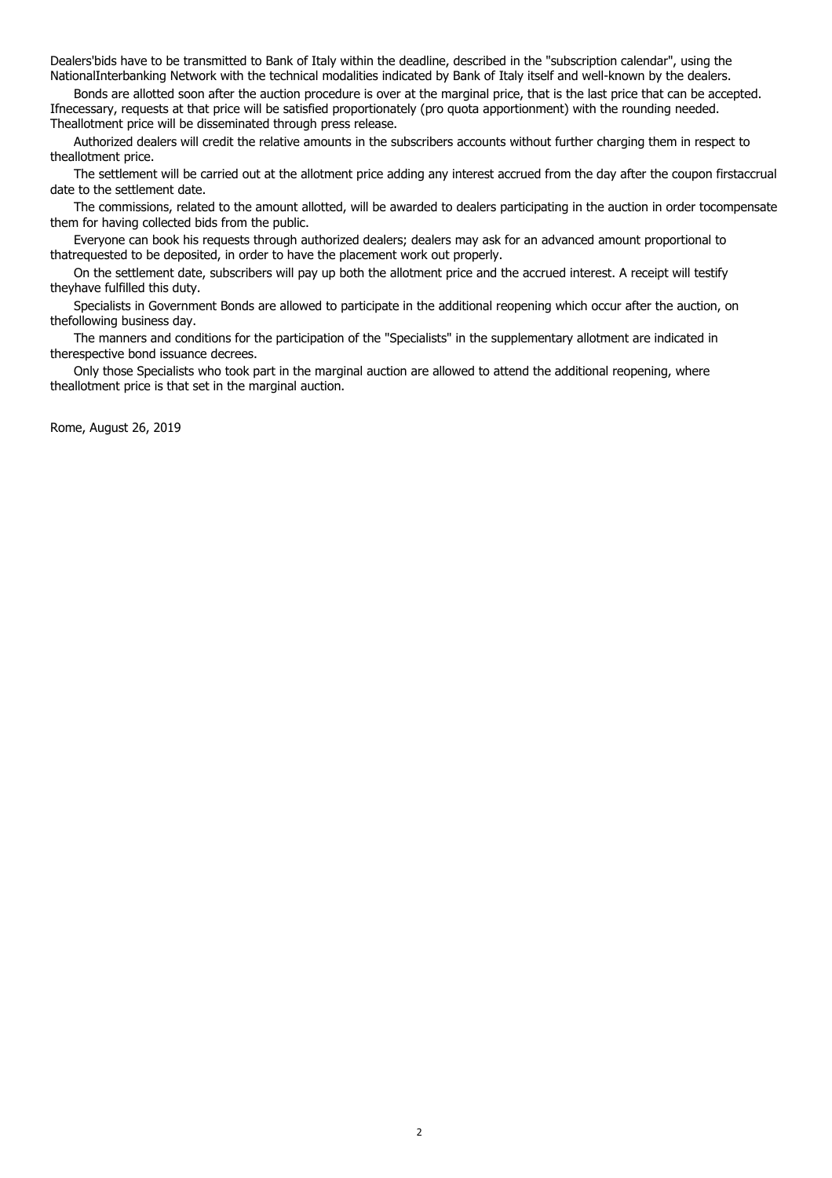Dealers'bids have to be transmitted to Bank of Italy within the deadline, described in the "subscription calendar", using the NationalInterbanking Network with the technical modalities indicated by Bank of Italy itself and well-known by the dealers.

Bonds are allotted soon after the auction procedure is over at the marginal price, that is the last price that can be accepted. Ifnecessary, requests at that price will be satisfied proportionately (pro quota apportionment) with the rounding needed. Theallotment price will be disseminated through press release.

Authorized dealers will credit the relative amounts in the subscribers accounts without further charging them in respect to theallotment price.

The settlement will be carried out at the allotment price adding any interest accrued from the day after the coupon firstaccrual date to the settlement date.

The commissions, related to the amount allotted, will be awarded to dealers participating in the auction in order tocompensate them for having collected bids from the public.

Everyone can book his requests through authorized dealers; dealers may ask for an advanced amount proportional to thatrequested to be deposited, in order to have the placement work out properly.

On the settlement date, subscribers will pay up both the allotment price and the accrued interest. A receipt will testify theyhave fulfilled this duty.

Specialists in Government Bonds are allowed to participate in the additional reopening which occur after the auction, on thefollowing business day.

The manners and conditions for the participation of the "Specialists" in the supplementary allotment are indicated in therespective bond issuance decrees.

Only those Specialists who took part in the marginal auction are allowed to attend the additional reopening, where theallotment price is that set in the marginal auction.

Rome, August 26, 2019